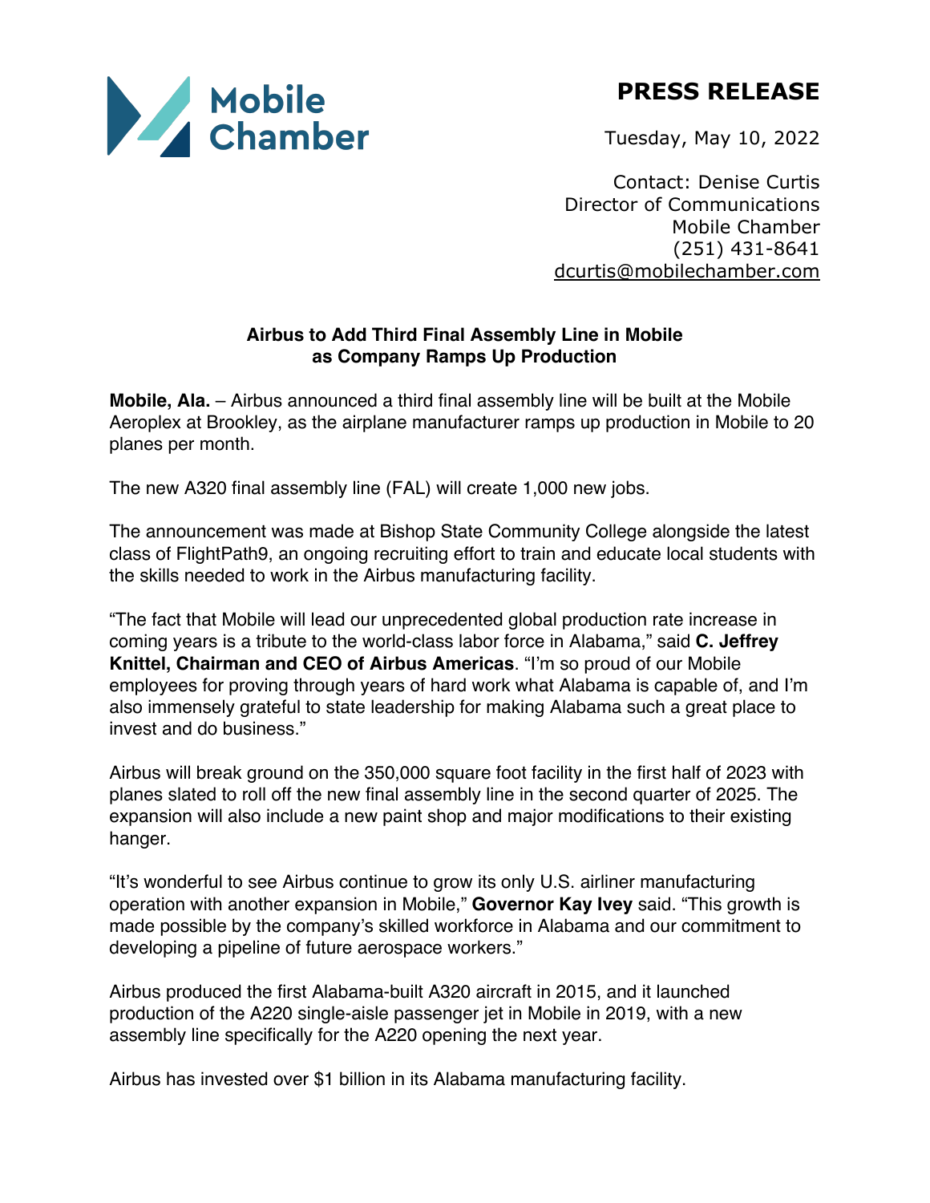Mobile Chamber

# PRESS RELEASE

Tuesday, May 10, 2022

Contact: Denise Curtis
Director of Communications
Mobile Chamber
(251) 431-8641
dcurtis@mobilechamber.com

## Airbus to Add Third Final Assembly Line in Mobile as Company Ramps Up Production

**Mobile, Ala.** – Airbus announced a third final assembly line will be built at the Mobile Aeroplex at Brookley, as the airplane manufacturer ramps up production in Mobile to 20 planes per month.

The new A320 final assembly line (FAL) will create 1,000 new jobs.

The announcement was made at Bishop State Community College alongside the latest class of FlightPath9, an ongoing recruiting effort to train and educate local students with the skills needed to work in the Airbus manufacturing facility.

"The fact that Mobile will lead our unprecedented global production rate increase in coming years is a tribute to the world-class labor force in Alabama," said **C. Jeffrey Knittel, Chairman and CEO of Airbus Americas**. "I'm so proud of our Mobile employees for proving through years of hard work what Alabama is capable of, and I'm also immensely grateful to state leadership for making Alabama such a great place to invest and do business."

Airbus will break ground on the 350,000 square foot facility in the first half of 2023 with planes slated to roll off the new final assembly line in the second quarter of 2025. The expansion will also include a new paint shop and major modifications to their existing hanger.

"It's wonderful to see Airbus continue to grow its only U.S. airliner manufacturing operation with another expansion in Mobile," **Governor Kay Ivey** said. "This growth is made possible by the company's skilled workforce in Alabama and our commitment to developing a pipeline of future aerospace workers."

Airbus produced the first Alabama-built A320 aircraft in 2015, and it launched production of the A220 single-aisle passenger jet in Mobile in 2019, with a new assembly line specifically for the A220 opening the next year.

Airbus has invested over $1 billion in its Alabama manufacturing facility.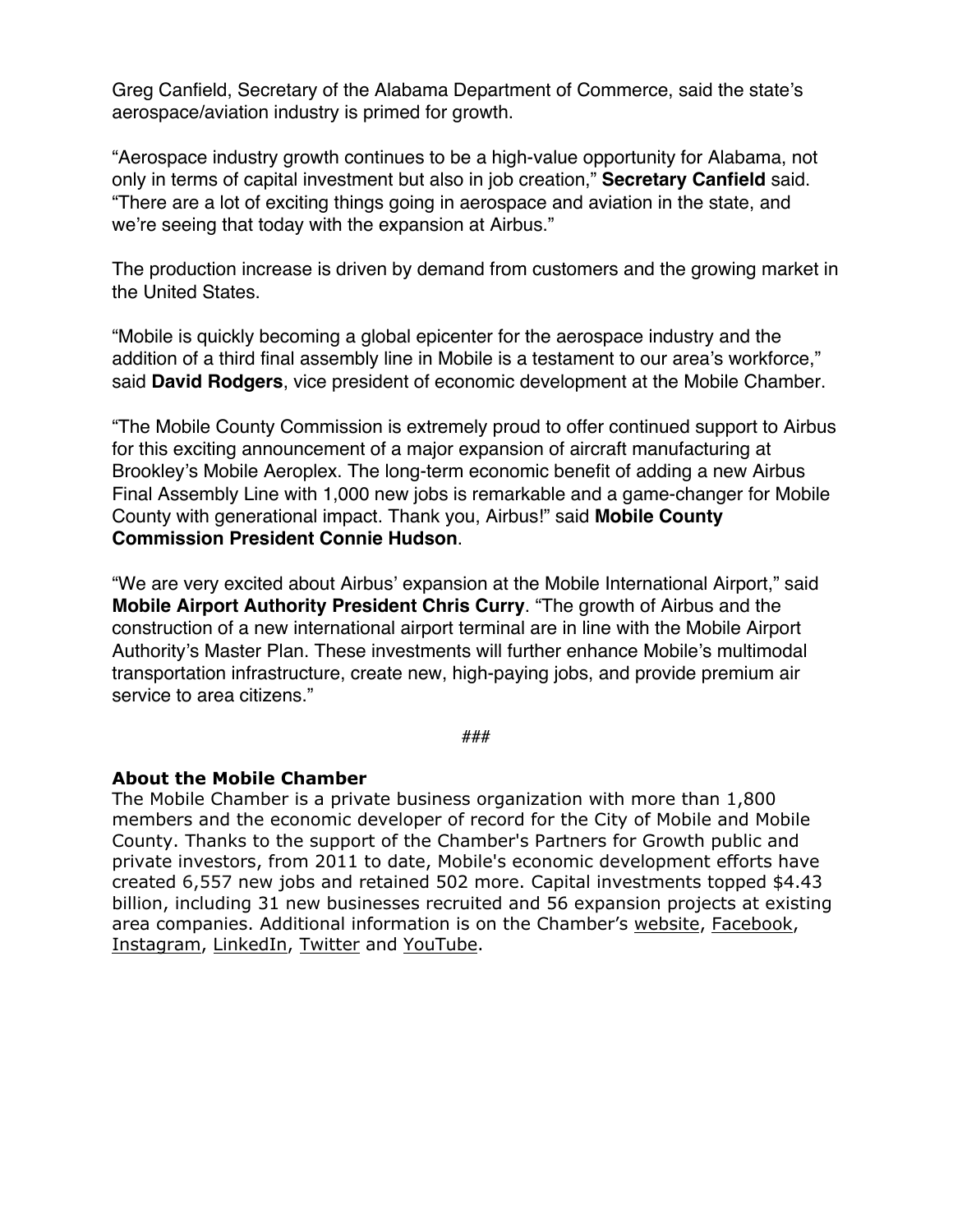Greg Canfield, Secretary of the Alabama Department of Commerce, said the state's aerospace/aviation industry is primed for growth.

"Aerospace industry growth continues to be a high-value opportunity for Alabama, not only in terms of capital investment but also in job creation," **Secretary Canfield** said. "There are a lot of exciting things going in aerospace and aviation in the state, and we're seeing that today with the expansion at Airbus."

The production increase is driven by demand from customers and the growing market in the United States.

"Mobile is quickly becoming a global epicenter for the aerospace industry and the addition of a third final assembly line in Mobile is a testament to our area's workforce," said **David Rodgers**, vice president of economic development at the Mobile Chamber.

"The Mobile County Commission is extremely proud to offer continued support to Airbus for this exciting announcement of a major expansion of aircraft manufacturing at Brookley's Mobile Aeroplex. The long-term economic benefit of adding a new Airbus Final Assembly Line with 1,000 new jobs is remarkable and a game-changer for Mobile County with generational impact. Thank you, Airbus!" said **Mobile County Commission President Connie Hudson**.

"We are very excited about Airbus' expansion at the Mobile International Airport," said **Mobile Airport Authority President Chris Curry**. "The growth of Airbus and the construction of a new international airport terminal are in line with the Mobile Airport Authority's Master Plan. These investments will further enhance Mobile's multimodal transportation infrastructure, create new, high-paying jobs, and provide premium air service to area citizens."

###

**About the Mobile Chamber**

The Mobile Chamber is a private business organization with more than 1,800 members and the economic developer of record for the City of Mobile and Mobile County. Thanks to the support of the Chamber's Partners for Growth public and private investors, from 2011 to date, Mobile's economic development efforts have created 6,557 new jobs and retained 502 more. Capital investments topped $4.43 billion, including 31 new businesses recruited and 56 expansion projects at existing area companies. Additional information is on the Chamber's website, Facebook, Instagram, LinkedIn, Twitter and YouTube.